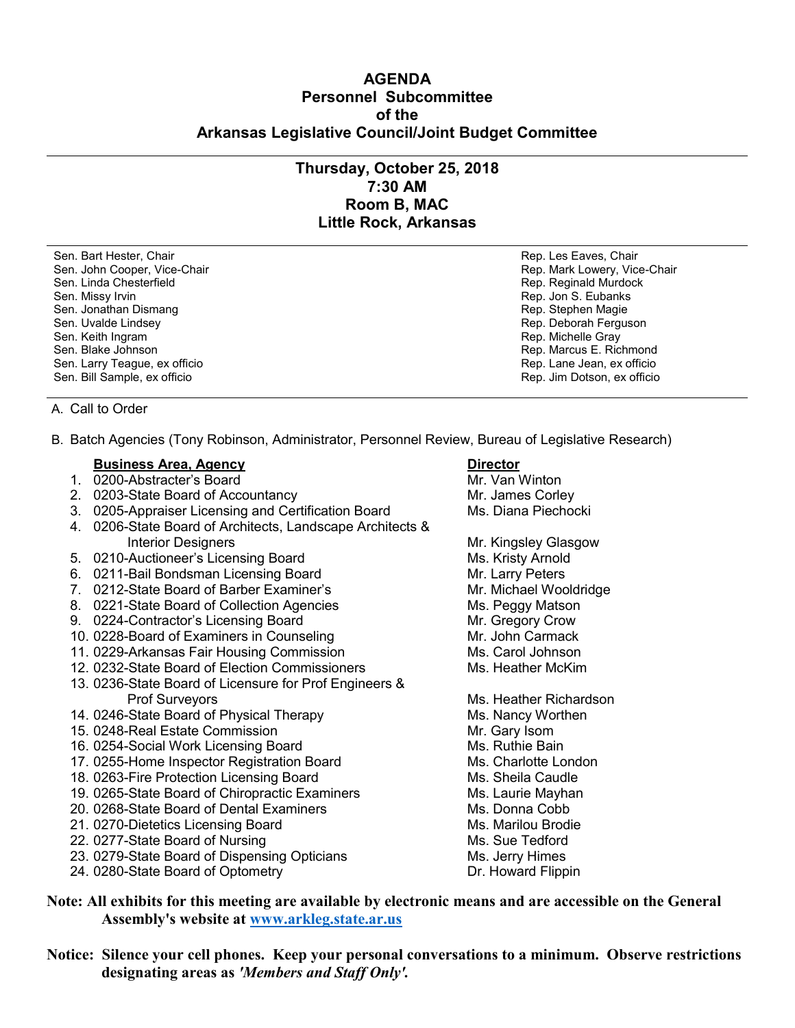# AGENDA
## Personnel Subcommittee
## of the
## Arkansas Legislative Council/Joint Budget Committee

---

### Thursday, October 25, 2018
### 7:30 AM
### Room B, MAC
### Little Rock, Arkansas

---

| Senate | House |
|---|---|
| Sen. Bart Hester, Chair | Rep. Les Eaves, Chair |
| Sen. John Cooper, Vice-Chair | Rep. Mark Lowery, Vice-Chair |
| Sen. Linda Chesterfield | Rep. Reginald Murdock |
| Sen. Missy Irvin | Rep. Jon S. Eubanks |
| Sen. Jonathan Dismang | Rep. Stephen Magie |
| Sen. Uvalde Lindsey | Rep. Deborah Ferguson |
| Sen. Keith Ingram | Rep. Michelle Gray |
| Sen. Blake Johnson | Rep. Marcus E. Richmond |
| Sen. Larry Teague, ex officio | Rep. Lane Jean, ex officio |
| Sen. Bill Sample, ex officio | Rep. Jim Dotson, ex officio |

---

A. Call to Order

B. Batch Agencies (Tony Robinson, Administrator, Personnel Review, Bureau of Legislative Research)

| | **Business Area, Agency** | **Director** |
|---|---|---|
| 1. | 0200-Abstracter's Board | Mr. Van Winton |
| 2. | 0203-State Board of Accountancy | Mr. James Corley |
| 3. | 0205-Appraiser Licensing and Certification Board | Ms. Diana Piechocki |
| 4. | 0206-State Board of Architects, Landscape Architects & Interior Designers | Mr. Kingsley Glasgow |
| 5. | 0210-Auctioneer's Licensing Board | Ms. Kristy Arnold |
| 6. | 0211-Bail Bondsman Licensing Board | Mr. Larry Peters |
| 7. | 0212-State Board of Barber Examiner's | Mr. Michael Wooldridge |
| 8. | 0221-State Board of Collection Agencies | Ms. Peggy Matson |
| 9. | 0224-Contractor's Licensing Board | Mr. Gregory Crow |
| 10. | 0228-Board of Examiners in Counseling | Mr. John Carmack |
| 11. | 0229-Arkansas Fair Housing Commission | Ms. Carol Johnson |
| 12. | 0232-State Board of Election Commissioners | Ms. Heather McKim |
| 13. | 0236-State Board of Licensure for Prof Engineers & Prof Surveyors | Ms. Heather Richardson |
| 14. | 0246-State Board of Physical Therapy | Ms. Nancy Worthen |
| 15. | 0248-Real Estate Commission | Mr. Gary Isom |
| 16. | 0254-Social Work Licensing Board | Ms. Ruthie Bain |
| 17. | 0255-Home Inspector Registration Board | Ms. Charlotte London |
| 18. | 0263-Fire Protection Licensing Board | Ms. Sheila Caudle |
| 19. | 0265-State Board of Chiropractic Examiners | Ms. Laurie Mayhan |
| 20. | 0268-State Board of Dental Examiners | Ms. Donna Cobb |
| 21. | 0270-Dietetics Licensing Board | Ms. Marilou Brodie |
| 22. | 0277-State Board of Nursing | Ms. Sue Tedford |
| 23. | 0279-State Board of Dispensing Opticians | Ms. Jerry Himes |
| 24. | 0280-State Board of Optometry | Dr. Howard Flippin |

**Note: All exhibits for this meeting are available by electronic means and are accessible on the General Assembly's website at [www.arkleg.state.ar.us](http://www.arkleg.state.ar.us)**

**Notice: Silence your cell phones. Keep your personal conversations to a minimum. Observe restrictions designating areas as *'Members and Staff Only'*.**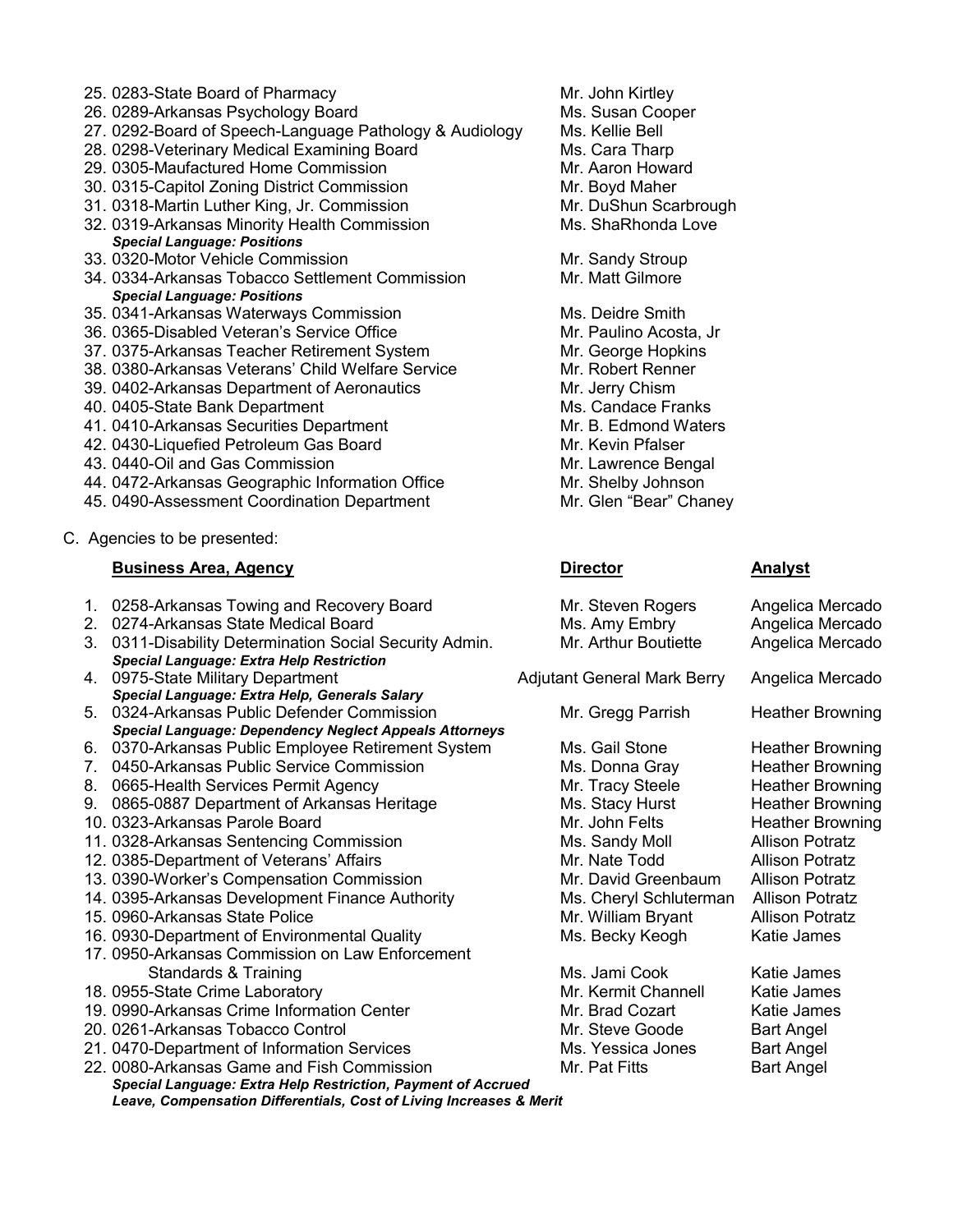25. 0283-State Board of Pharmacy — Mr. John Kirtley
26. 0289-Arkansas Psychology Board — Ms. Susan Cooper
27. 0292-Board of Speech-Language Pathology & Audiology — Ms. Kellie Bell
28. 0298-Veterinary Medical Examining Board — Ms. Cara Tharp
29. 0305-Maufactured Home Commission — Mr. Aaron Howard
30. 0315-Capitol Zoning District Commission — Mr. Boyd Maher
31. 0318-Martin Luther King, Jr. Commission — Mr. DuShun Scarbrough
32. 0319-Arkansas Minority Health Commission — Ms. ShaRhonda Love
    ***Special Language: Positions***
33. 0320-Motor Vehicle Commission — Mr. Sandy Stroup
34. 0334-Arkansas Tobacco Settlement Commission — Mr. Matt Gilmore
    ***Special Language: Positions***
35. 0341-Arkansas Waterways Commission — Ms. Deidre Smith
36. 0365-Disabled Veteran's Service Office — Mr. Paulino Acosta, Jr
37. 0375-Arkansas Teacher Retirement System — Mr. George Hopkins
38. 0380-Arkansas Veterans' Child Welfare Service — Mr. Robert Renner
39. 0402-Arkansas Department of Aeronautics — Mr. Jerry Chism
40. 0405-State Bank Department — Ms. Candace Franks
41. 0410-Arkansas Securities Department — Mr. B. Edmond Waters
42. 0430-Liquefied Petroleum Gas Board — Mr. Kevin Pfalser
43. 0440-Oil and Gas Commission — Mr. Lawrence Bengal
44. 0472-Arkansas Geographic Information Office — Mr. Shelby Johnson
45. 0490-Assessment Coordination Department — Mr. Glen "Bear" Chaney

C. Agencies to be presented:

| **Business Area, Agency** | **Director** | **Analyst** |
|---|---|---|
| 1. 0258-Arkansas Towing and Recovery Board | Mr. Steven Rogers | Angelica Mercado |
| 2. 0274-Arkansas State Medical Board | Ms. Amy Embry | Angelica Mercado |
| 3. 0311-Disability Determination Social Security Admin. ***Special Language: Extra Help Restriction*** | Mr. Arthur Boutiette | Angelica Mercado |
| 4. 0975-State Military Department ***Special Language: Extra Help, Generals Salary*** | Adjutant General Mark Berry | Angelica Mercado |
| 5. 0324-Arkansas Public Defender Commission ***Special Language: Dependency Neglect Appeals Attorneys*** | Mr. Gregg Parrish | Heather Browning |
| 6. 0370-Arkansas Public Employee Retirement System | Ms. Gail Stone | Heather Browning |
| 7. 0450-Arkansas Public Service Commission | Ms. Donna Gray | Heather Browning |
| 8. 0665-Health Services Permit Agency | Mr. Tracy Steele | Heather Browning |
| 9. 0865-0887 Department of Arkansas Heritage | Ms. Stacy Hurst | Heather Browning |
| 10. 0323-Arkansas Parole Board | Mr. John Felts | Heather Browning |
| 11. 0328-Arkansas Sentencing Commission | Ms. Sandy Moll | Allison Potratz |
| 12. 0385-Department of Veterans' Affairs | Mr. Nate Todd | Allison Potratz |
| 13. 0390-Worker's Compensation Commission | Mr. David Greenbaum | Allison Potratz |
| 14. 0395-Arkansas Development Finance Authority | Ms. Cheryl Schluterman | Allison Potratz |
| 15. 0960-Arkansas State Police | Mr. William Bryant | Allison Potratz |
| 16. 0930-Department of Environmental Quality | Ms. Becky Keogh | Katie James |
| 17. 0950-Arkansas Commission on Law Enforcement Standards & Training | Ms. Jami Cook | Katie James |
| 18. 0955-State Crime Laboratory | Mr. Kermit Channell | Katie James |
| 19. 0990-Arkansas Crime Information Center | Mr. Brad Cozart | Katie James |
| 20. 0261-Arkansas Tobacco Control | Mr. Steve Goode | Bart Angel |
| 21. 0470-Department of Information Services | Ms. Yessica Jones | Bart Angel |
| 22. 0080-Arkansas Game and Fish Commission ***Special Language: Extra Help Restriction, Payment of Accrued Leave, Compensation Differentials, Cost of Living Increases & Merit*** | Mr. Pat Fitts | Bart Angel |